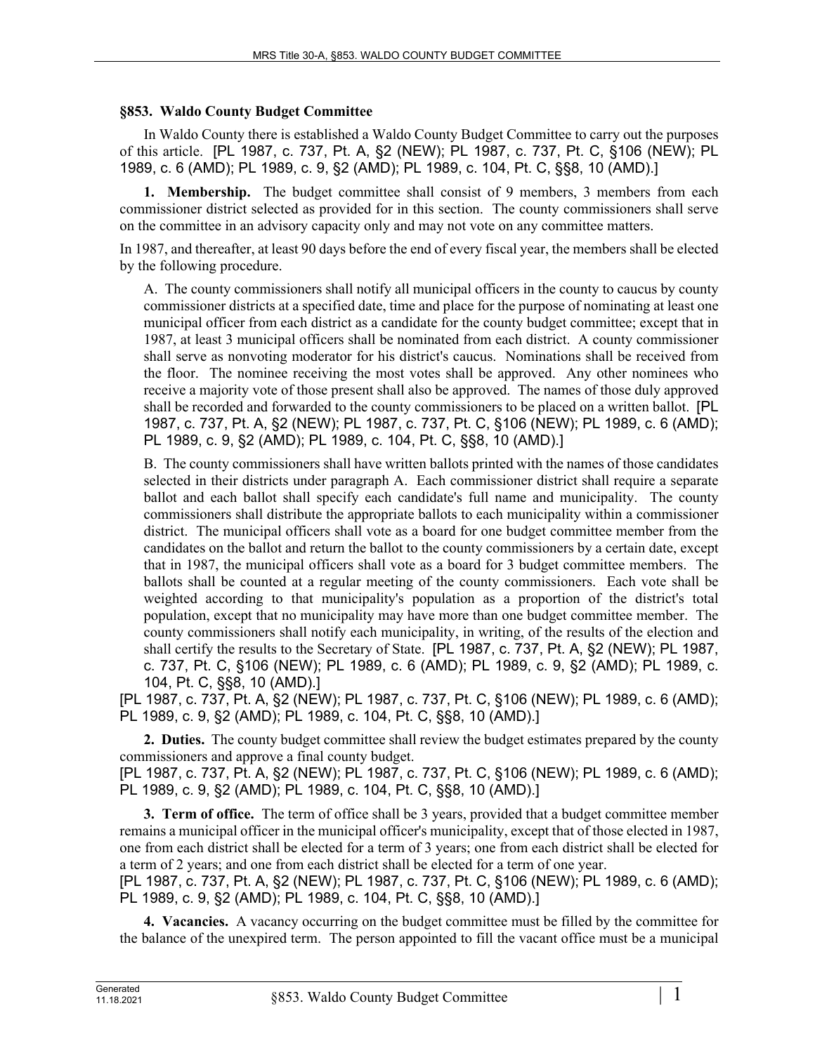## §853. Waldo County Budget Committee

In Waldo County there is established a Waldo County Budget Committee to carry out the purposes of this article. [PL 1987, c. 737, Pt. A, §2 (NEW); PL 1987, c. 737, Pt. C, §106 (NEW); PL 1989, c. 6 (AMD); PL 1989, c. 9, §2 (AMD); PL 1989, c. 104, Pt. C, §§8, 10 (AMD).]

**1. Membership.** The budget committee shall consist of 9 members, 3 members from each commissioner district selected as provided for in this section. The county commissioners shall serve on the committee in an advisory capacity only and may not vote on any committee matters.

In 1987, and thereafter, at least 90 days before the end of every fiscal year, the members shall be elected by the following procedure.

A. The county commissioners shall notify all municipal officers in the county to caucus by county commissioner districts at a specified date, time and place for the purpose of nominating at least one municipal officer from each district as a candidate for the county budget committee; except that in 1987, at least 3 municipal officers shall be nominated from each district. A county commissioner shall serve as nonvoting moderator for his district's caucus. Nominations shall be received from the floor. The nominee receiving the most votes shall be approved. Any other nominees who receive a majority vote of those present shall also be approved. The names of those duly approved shall be recorded and forwarded to the county commissioners to be placed on a written ballot. [PL 1987, c. 737, Pt. A, §2 (NEW); PL 1987, c. 737, Pt. C, §106 (NEW); PL 1989, c. 6 (AMD); PL 1989, c. 9, §2 (AMD); PL 1989, c. 104, Pt. C, §§8, 10 (AMD).]

B. The county commissioners shall have written ballots printed with the names of those candidates selected in their districts under paragraph A. Each commissioner district shall require a separate ballot and each ballot shall specify each candidate's full name and municipality. The county commissioners shall distribute the appropriate ballots to each municipality within a commissioner district. The municipal officers shall vote as a board for one budget committee member from the candidates on the ballot and return the ballot to the county commissioners by a certain date, except that in 1987, the municipal officers shall vote as a board for 3 budget committee members. The ballots shall be counted at a regular meeting of the county commissioners. Each vote shall be weighted according to that municipality's population as a proportion of the district's total population, except that no municipality may have more than one budget committee member. The county commissioners shall notify each municipality, in writing, of the results of the election and shall certify the results to the Secretary of State. [PL 1987, c. 737, Pt. A, §2 (NEW); PL 1987, c. 737, Pt. C, §106 (NEW); PL 1989, c. 6 (AMD); PL 1989, c. 9, §2 (AMD); PL 1989, c. 104, Pt. C, §§8, 10 (AMD).]

[PL 1987, c. 737, Pt. A, §2 (NEW); PL 1987, c. 737, Pt. C, §106 (NEW); PL 1989, c. 6 (AMD); PL 1989, c. 9, §2 (AMD); PL 1989, c. 104, Pt. C, §§8, 10 (AMD).]

**2. Duties.** The county budget committee shall review the budget estimates prepared by the county commissioners and approve a final county budget.

[PL 1987, c. 737, Pt. A, §2 (NEW); PL 1987, c. 737, Pt. C, §106 (NEW); PL 1989, c. 6 (AMD); PL 1989, c. 9, §2 (AMD); PL 1989, c. 104, Pt. C, §§8, 10 (AMD).]

**3. Term of office.** The term of office shall be 3 years, provided that a budget committee member remains a municipal officer in the municipal officer's municipality, except that of those elected in 1987, one from each district shall be elected for a term of 3 years; one from each district shall be elected for a term of 2 years; and one from each district shall be elected for a term of one year.

[PL 1987, c. 737, Pt. A, §2 (NEW); PL 1987, c. 737, Pt. C, §106 (NEW); PL 1989, c. 6 (AMD); PL 1989, c. 9, §2 (AMD); PL 1989, c. 104, Pt. C, §§8, 10 (AMD).]

**4. Vacancies.** A vacancy occurring on the budget committee must be filled by the committee for the balance of the unexpired term. The person appointed to fill the vacant office must be a municipal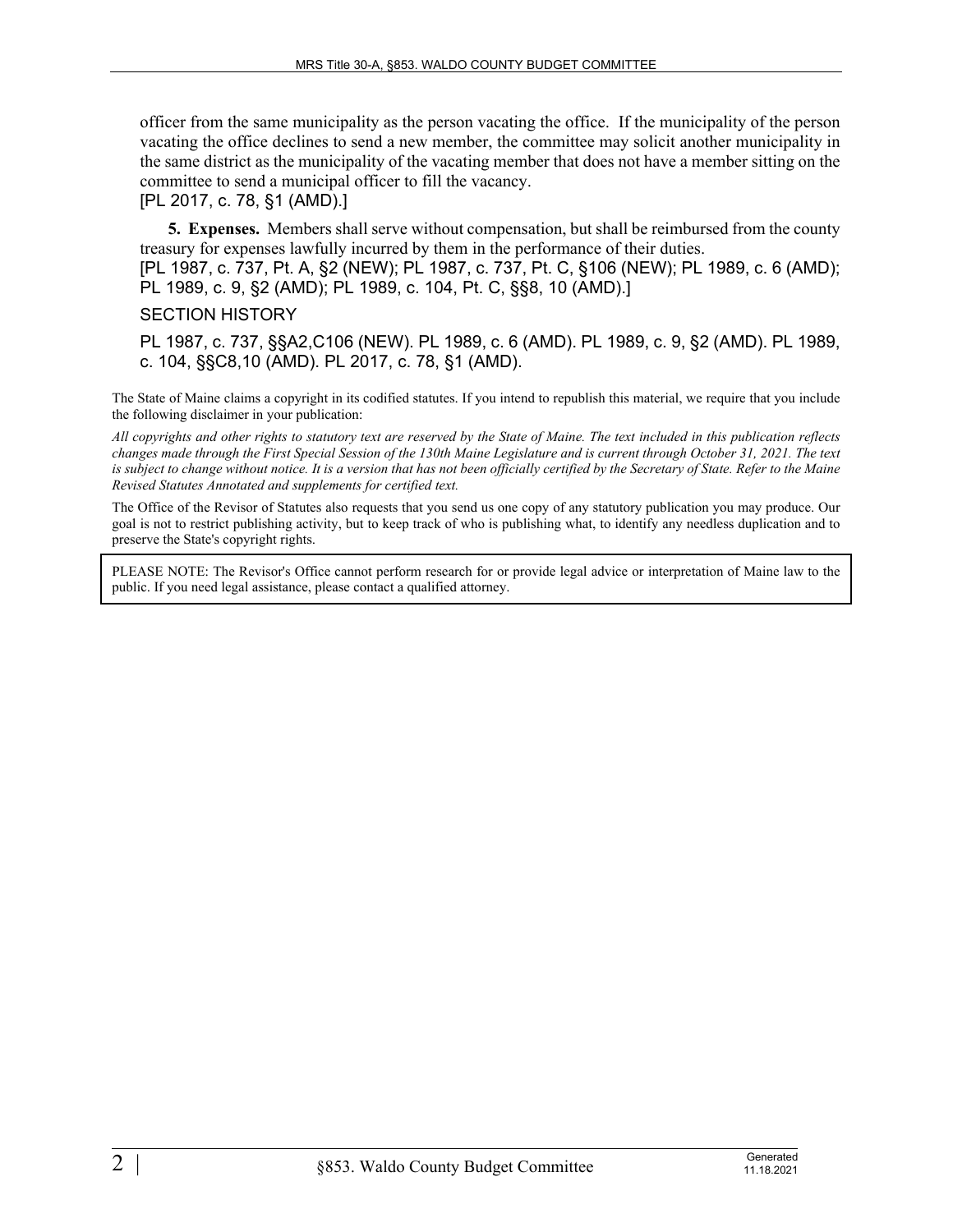officer from the same municipality as the person vacating the office. If the municipality of the person vacating the office declines to send a new member, the committee may solicit another municipality in the same district as the municipality of the vacating member that does not have a member sitting on the committee to send a municipal officer to fill the vacancy.

[PL 2017, c. 78, §1 (AMD).]

**5. Expenses.** Members shall serve without compensation, but shall be reimbursed from the county treasury for expenses lawfully incurred by them in the performance of their duties.

[PL 1987, c. 737, Pt. A, §2 (NEW); PL 1987, c. 737, Pt. C, §106 (NEW); PL 1989, c. 6 (AMD); PL 1989, c. 9, §2 (AMD); PL 1989, c. 104, Pt. C, §§8, 10 (AMD).]

SECTION HISTORY

PL 1987, c. 737, §§A2,C106 (NEW). PL 1989, c. 6 (AMD). PL 1989, c. 9, §2 (AMD). PL 1989, c. 104, §§C8,10 (AMD). PL 2017, c. 78, §1 (AMD).

The State of Maine claims a copyright in its codified statutes. If you intend to republish this material, we require that you include the following disclaimer in your publication:

*All copyrights and other rights to statutory text are reserved by the State of Maine. The text included in this publication reflects changes made through the First Special Session of the 130th Maine Legislature and is current through October 31, 2021. The text is subject to change without notice. It is a version that has not been officially certified by the Secretary of State. Refer to the Maine Revised Statutes Annotated and supplements for certified text.*

The Office of the Revisor of Statutes also requests that you send us one copy of any statutory publication you may produce. Our goal is not to restrict publishing activity, but to keep track of who is publishing what, to identify any needless duplication and to preserve the State's copyright rights.

PLEASE NOTE: The Revisor's Office cannot perform research for or provide legal advice or interpretation of Maine law to the public. If you need legal assistance, please contact a qualified attorney.